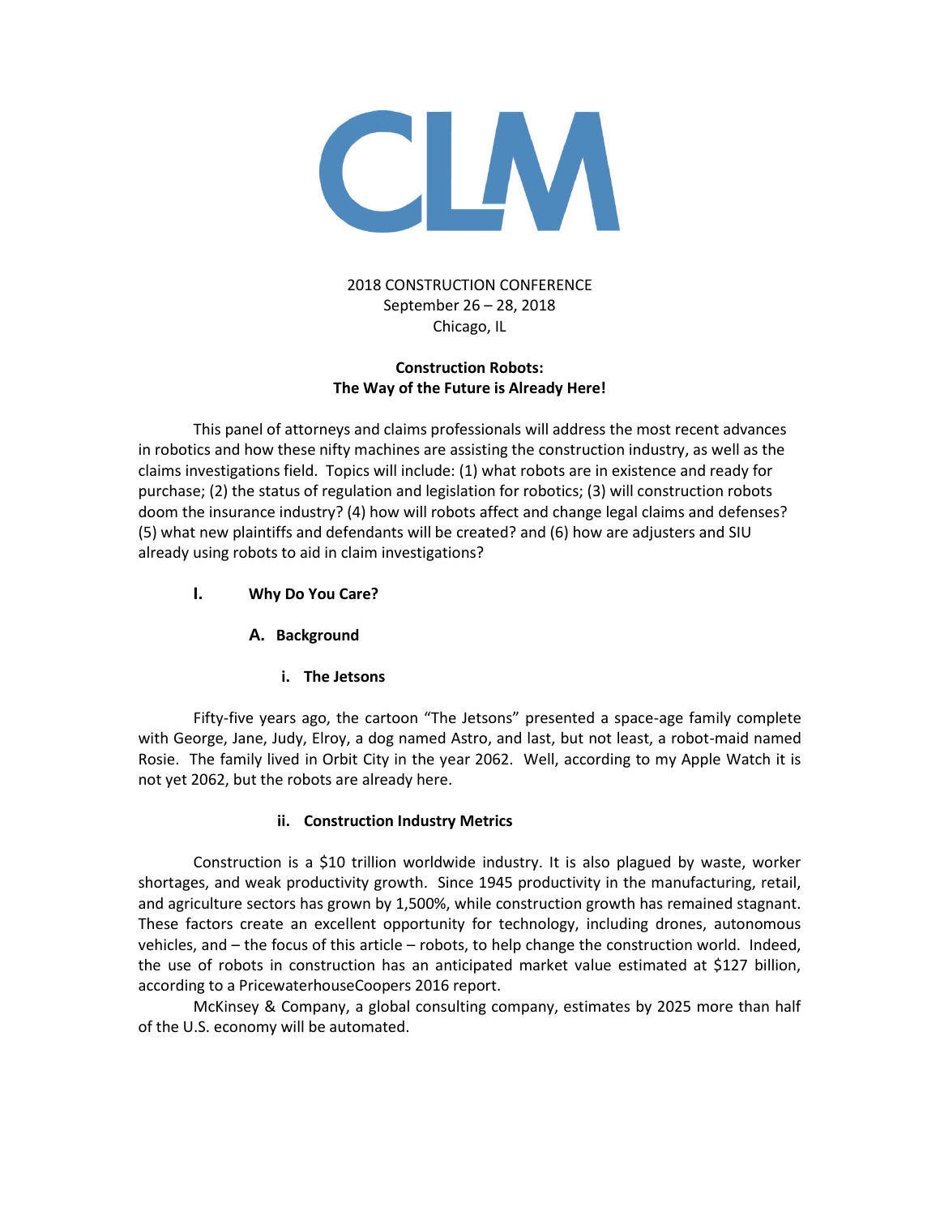CLM

2018 CONSTRUCTION CONFERENCE
September 26 – 28, 2018
Chicago, IL

# Construction Robots: The Way of the Future is Already Here!

This panel of attorneys and claims professionals will address the most recent advances in robotics and how these nifty machines are assisting the construction industry, as well as the claims investigations field. Topics will include: (1) what robots are in existence and ready for purchase; (2) the status of regulation and legislation for robotics; (3) will construction robots doom the insurance industry? (4) how will robots affect and change legal claims and defenses? (5) what new plaintiffs and defendants will be created? and (6) how are adjusters and SIU already using robots to aid in claim investigations?

## I. Why Do You Care?

### A. Background

#### i. The Jetsons

Fifty-five years ago, the cartoon "The Jetsons" presented a space-age family complete with George, Jane, Judy, Elroy, a dog named Astro, and last, but not least, a robot-maid named Rosie. The family lived in Orbit City in the year 2062. Well, according to my Apple Watch it is not yet 2062, but the robots are already here.

#### ii. Construction Industry Metrics

Construction is a $10 trillion worldwide industry. It is also plagued by waste, worker shortages, and weak productivity growth. Since 1945 productivity in the manufacturing, retail, and agriculture sectors has grown by 1,500%, while construction growth has remained stagnant. These factors create an excellent opportunity for technology, including drones, autonomous vehicles, and – the focus of this article – robots, to help change the construction world. Indeed, the use of robots in construction has an anticipated market value estimated at $127 billion, according to a PricewaterhouseCoopers 2016 report.

McKinsey & Company, a global consulting company, estimates by 2025 more than half of the U.S. economy will be automated.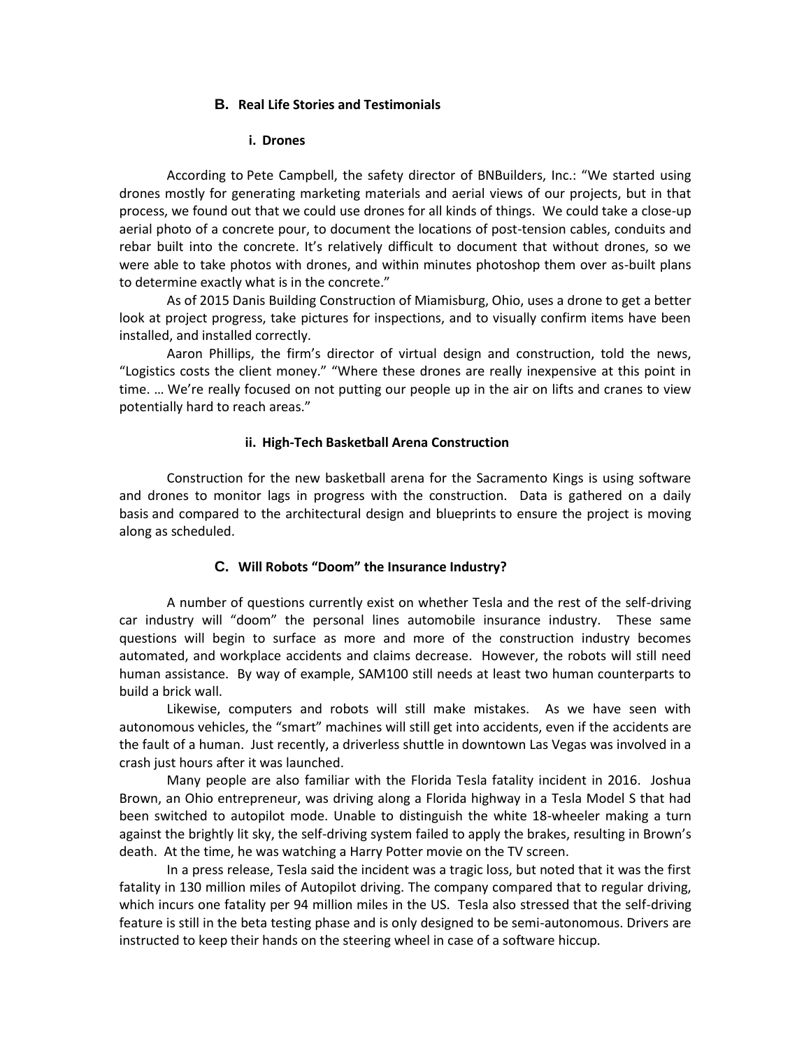## B. Real Life Stories and Testimonials

### i. Drones

According to Pete Campbell, the safety director of BNBuilders, Inc.: "We started using drones mostly for generating marketing materials and aerial views of our projects, but in that process, we found out that we could use drones for all kinds of things. We could take a close-up aerial photo of a concrete pour, to document the locations of post-tension cables, conduits and rebar built into the concrete. It's relatively difficult to document that without drones, so we were able to take photos with drones, and within minutes photoshop them over as-built plans to determine exactly what is in the concrete."

As of 2015 Danis Building Construction of Miamisburg, Ohio, uses a drone to get a better look at project progress, take pictures for inspections, and to visually confirm items have been installed, and installed correctly.

Aaron Phillips, the firm's director of virtual design and construction, told the news, "Logistics costs the client money." "Where these drones are really inexpensive at this point in time. … We're really focused on not putting our people up in the air on lifts and cranes to view potentially hard to reach areas."

### ii. High-Tech Basketball Arena Construction

Construction for the new basketball arena for the Sacramento Kings is using software and drones to monitor lags in progress with the construction. Data is gathered on a daily basis and compared to the architectural design and blueprints to ensure the project is moving along as scheduled.

## C. Will Robots "Doom" the Insurance Industry?

A number of questions currently exist on whether Tesla and the rest of the self-driving car industry will "doom" the personal lines automobile insurance industry. These same questions will begin to surface as more and more of the construction industry becomes automated, and workplace accidents and claims decrease. However, the robots will still need human assistance. By way of example, SAM100 still needs at least two human counterparts to build a brick wall.

Likewise, computers and robots will still make mistakes. As we have seen with autonomous vehicles, the "smart" machines will still get into accidents, even if the accidents are the fault of a human. Just recently, a driverless shuttle in downtown Las Vegas was involved in a crash just hours after it was launched.

Many people are also familiar with the Florida Tesla fatality incident in 2016. Joshua Brown, an Ohio entrepreneur, was driving along a Florida highway in a Tesla Model S that had been switched to autopilot mode. Unable to distinguish the white 18-wheeler making a turn against the brightly lit sky, the self-driving system failed to apply the brakes, resulting in Brown's death. At the time, he was watching a Harry Potter movie on the TV screen.

In a press release, Tesla said the incident was a tragic loss, but noted that it was the first fatality in 130 million miles of Autopilot driving. The company compared that to regular driving, which incurs one fatality per 94 million miles in the US. Tesla also stressed that the self-driving feature is still in the beta testing phase and is only designed to be semi-autonomous. Drivers are instructed to keep their hands on the steering wheel in case of a software hiccup.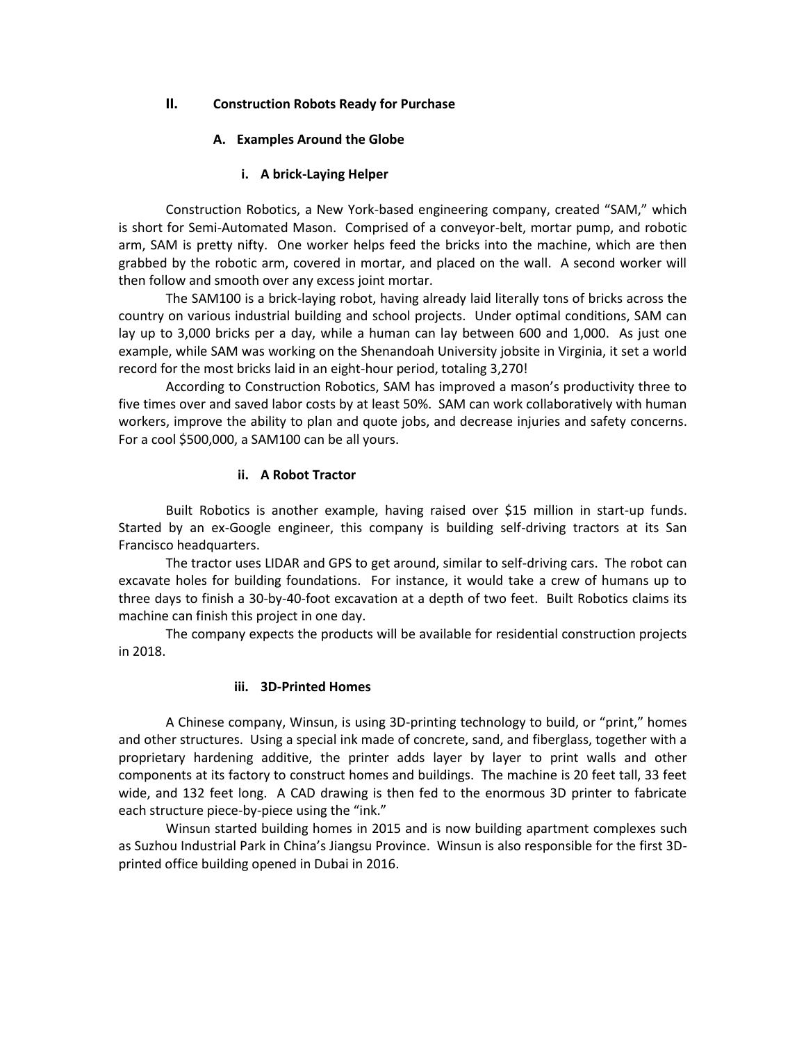## II. Construction Robots Ready for Purchase

### A. Examples Around the Globe

#### i. A brick-Laying Helper

Construction Robotics, a New York-based engineering company, created "SAM," which is short for Semi-Automated Mason. Comprised of a conveyor-belt, mortar pump, and robotic arm, SAM is pretty nifty. One worker helps feed the bricks into the machine, which are then grabbed by the robotic arm, covered in mortar, and placed on the wall. A second worker will then follow and smooth over any excess joint mortar.

The SAM100 is a brick-laying robot, having already laid literally tons of bricks across the country on various industrial building and school projects. Under optimal conditions, SAM can lay up to 3,000 bricks per a day, while a human can lay between 600 and 1,000. As just one example, while SAM was working on the Shenandoah University jobsite in Virginia, it set a world record for the most bricks laid in an eight-hour period, totaling 3,270!

According to Construction Robotics, SAM has improved a mason's productivity three to five times over and saved labor costs by at least 50%. SAM can work collaboratively with human workers, improve the ability to plan and quote jobs, and decrease injuries and safety concerns. For a cool $500,000, a SAM100 can be all yours.

#### ii. A Robot Tractor

Built Robotics is another example, having raised over $15 million in start-up funds. Started by an ex-Google engineer, this company is building self-driving tractors at its San Francisco headquarters.

The tractor uses LIDAR and GPS to get around, similar to self-driving cars. The robot can excavate holes for building foundations. For instance, it would take a crew of humans up to three days to finish a 30-by-40-foot excavation at a depth of two feet. Built Robotics claims its machine can finish this project in one day.

The company expects the products will be available for residential construction projects in 2018.

#### iii. 3D-Printed Homes

A Chinese company, Winsun, is using 3D-printing technology to build, or "print," homes and other structures. Using a special ink made of concrete, sand, and fiberglass, together with a proprietary hardening additive, the printer adds layer by layer to print walls and other components at its factory to construct homes and buildings. The machine is 20 feet tall, 33 feet wide, and 132 feet long. A CAD drawing is then fed to the enormous 3D printer to fabricate each structure piece-by-piece using the "ink."

Winsun started building homes in 2015 and is now building apartment complexes such as Suzhou Industrial Park in China's Jiangsu Province. Winsun is also responsible for the first 3D-printed office building opened in Dubai in 2016.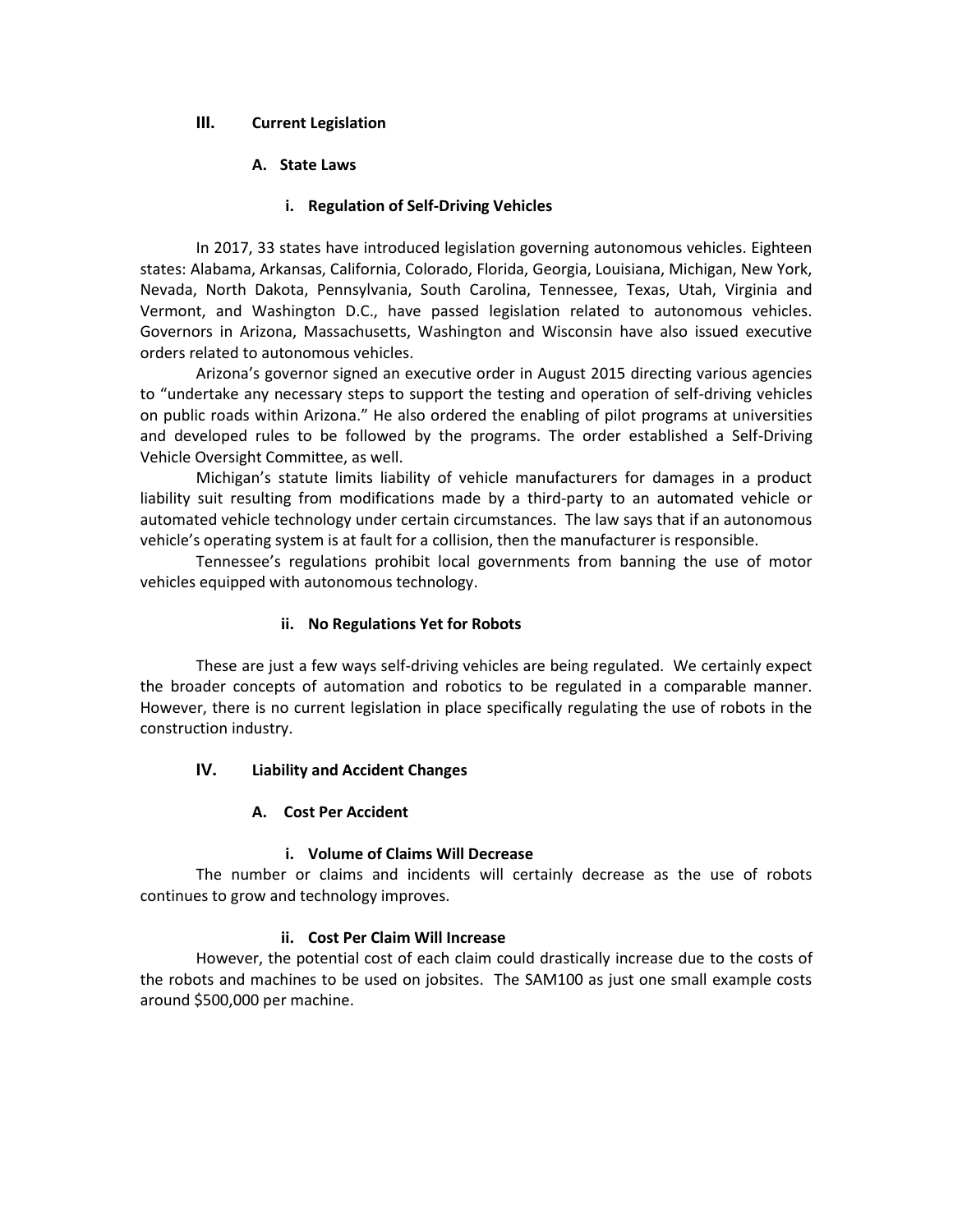## III. Current Legislation

### A. State Laws

#### i. Regulation of Self-Driving Vehicles

In 2017, 33 states have introduced legislation governing autonomous vehicles. Eighteen states: Alabama, Arkansas, California, Colorado, Florida, Georgia, Louisiana, Michigan, New York, Nevada, North Dakota, Pennsylvania, South Carolina, Tennessee, Texas, Utah, Virginia and Vermont, and Washington D.C., have passed legislation related to autonomous vehicles. Governors in Arizona, Massachusetts, Washington and Wisconsin have also issued executive orders related to autonomous vehicles.

Arizona's governor signed an executive order in August 2015 directing various agencies to "undertake any necessary steps to support the testing and operation of self-driving vehicles on public roads within Arizona." He also ordered the enabling of pilot programs at universities and developed rules to be followed by the programs. The order established a Self-Driving Vehicle Oversight Committee, as well.

Michigan's statute limits liability of vehicle manufacturers for damages in a product liability suit resulting from modifications made by a third-party to an automated vehicle or automated vehicle technology under certain circumstances. The law says that if an autonomous vehicle's operating system is at fault for a collision, then the manufacturer is responsible.

Tennessee's regulations prohibit local governments from banning the use of motor vehicles equipped with autonomous technology.

#### ii. No Regulations Yet for Robots

These are just a few ways self-driving vehicles are being regulated. We certainly expect the broader concepts of automation and robotics to be regulated in a comparable manner. However, there is no current legislation in place specifically regulating the use of robots in the construction industry.

## IV. Liability and Accident Changes

### A. Cost Per Accident

#### i. Volume of Claims Will Decrease

The number or claims and incidents will certainly decrease as the use of robots continues to grow and technology improves.

#### ii. Cost Per Claim Will Increase

However, the potential cost of each claim could drastically increase due to the costs of the robots and machines to be used on jobsites. The SAM100 as just one small example costs around $500,000 per machine.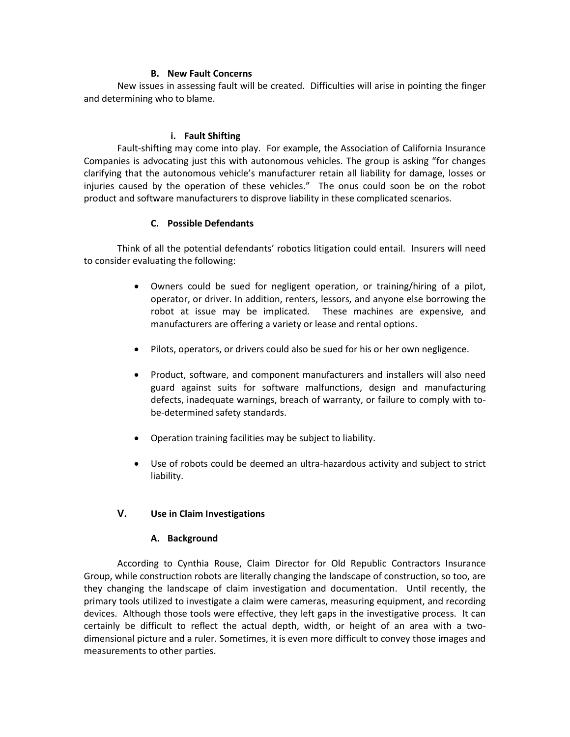### B. New Fault Concerns

New issues in assessing fault will be created. Difficulties will arise in pointing the finger and determining who to blame.

#### i. Fault Shifting

Fault-shifting may come into play. For example, the Association of California Insurance Companies is advocating just this with autonomous vehicles. The group is asking "for changes clarifying that the autonomous vehicle's manufacturer retain all liability for damage, losses or injuries caused by the operation of these vehicles." The onus could soon be on the robot product and software manufacturers to disprove liability in these complicated scenarios.

### C. Possible Defendants

Think of all the potential defendants' robotics litigation could entail. Insurers will need to consider evaluating the following:

- Owners could be sued for negligent operation, or training/hiring of a pilot, operator, or driver. In addition, renters, lessors, and anyone else borrowing the robot at issue may be implicated. These machines are expensive, and manufacturers are offering a variety or lease and rental options.
- Pilots, operators, or drivers could also be sued for his or her own negligence.
- Product, software, and component manufacturers and installers will also need guard against suits for software malfunctions, design and manufacturing defects, inadequate warnings, breach of warranty, or failure to comply with to-be-determined safety standards.
- Operation training facilities may be subject to liability.
- Use of robots could be deemed an ultra-hazardous activity and subject to strict liability.

## V. Use in Claim Investigations

### A. Background

According to Cynthia Rouse, Claim Director for Old Republic Contractors Insurance Group, while construction robots are literally changing the landscape of construction, so too, are they changing the landscape of claim investigation and documentation. Until recently, the primary tools utilized to investigate a claim were cameras, measuring equipment, and recording devices. Although those tools were effective, they left gaps in the investigative process. It can certainly be difficult to reflect the actual depth, width, or height of an area with a two-dimensional picture and a ruler. Sometimes, it is even more difficult to convey those images and measurements to other parties.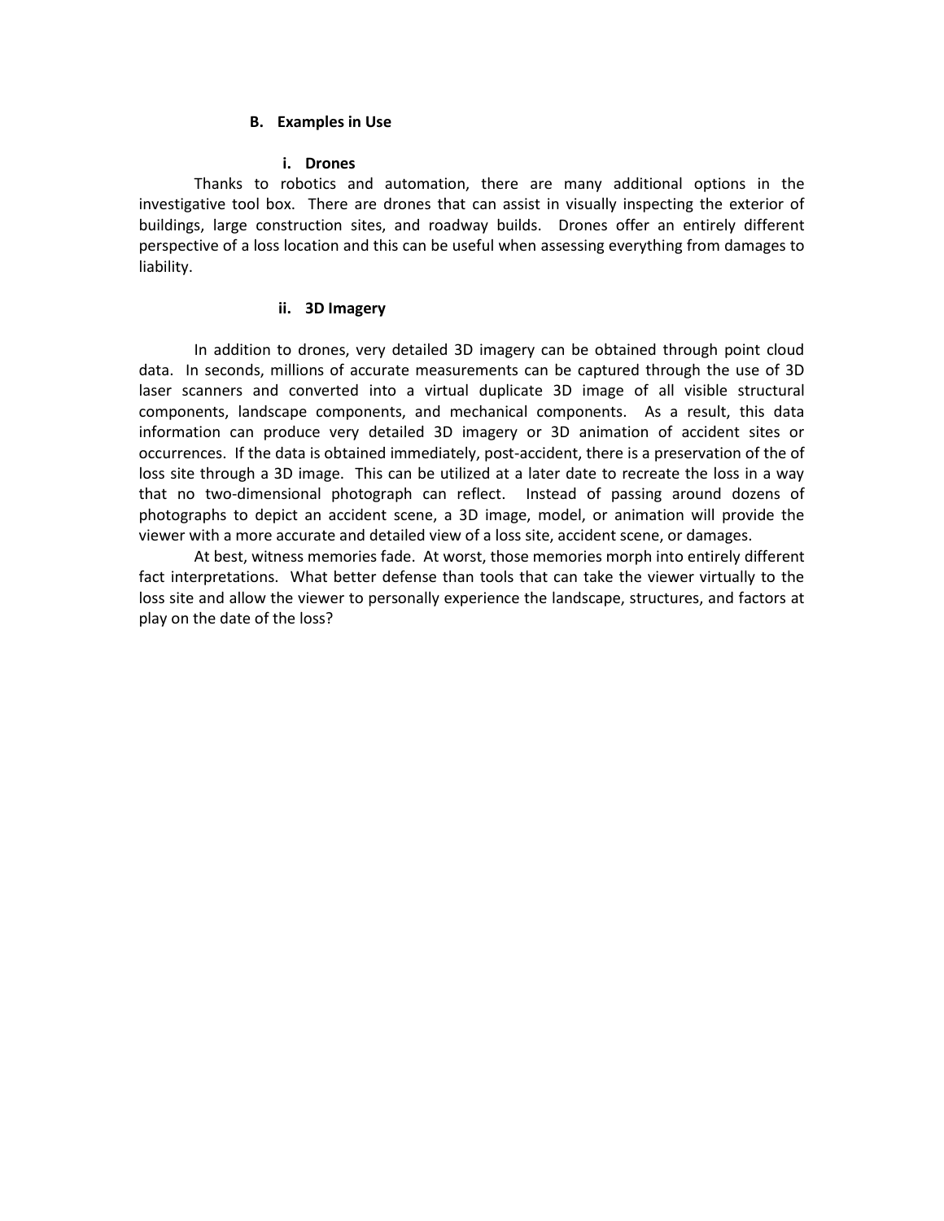### B. Examples in Use

#### i. Drones

Thanks to robotics and automation, there are many additional options in the investigative tool box. There are drones that can assist in visually inspecting the exterior of buildings, large construction sites, and roadway builds. Drones offer an entirely different perspective of a loss location and this can be useful when assessing everything from damages to liability.

#### ii. 3D Imagery

In addition to drones, very detailed 3D imagery can be obtained through point cloud data. In seconds, millions of accurate measurements can be captured through the use of 3D laser scanners and converted into a virtual duplicate 3D image of all visible structural components, landscape components, and mechanical components. As a result, this data information can produce very detailed 3D imagery or 3D animation of accident sites or occurrences. If the data is obtained immediately, post-accident, there is a preservation of the of loss site through a 3D image. This can be utilized at a later date to recreate the loss in a way that no two-dimensional photograph can reflect. Instead of passing around dozens of photographs to depict an accident scene, a 3D image, model, or animation will provide the viewer with a more accurate and detailed view of a loss site, accident scene, or damages.

At best, witness memories fade. At worst, those memories morph into entirely different fact interpretations. What better defense than tools that can take the viewer virtually to the loss site and allow the viewer to personally experience the landscape, structures, and factors at play on the date of the loss?